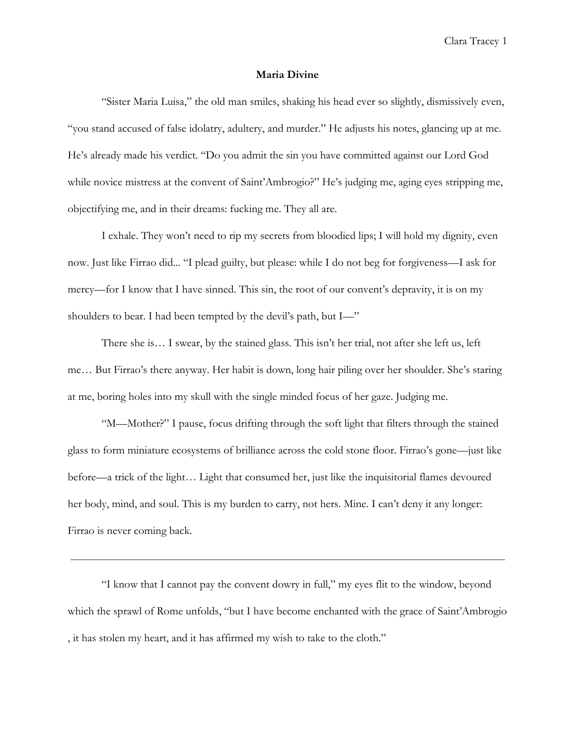**Maria Divine**

"Sister Maria Luisa," the old man smiles, shaking his head ever so slightly, dismissively even, "you stand accused of false idolatry, adultery, and murder." He adjusts his notes, glancing up at me. He's already made his verdict. "Do you admit the sin you have committed against our Lord God while novice mistress at the convent of Saint'Ambrogio?" He's judging me, aging eyes stripping me, objectifying me, and in their dreams: fucking me. They all are.

I exhale. They won't need to rip my secrets from bloodied lips; I will hold my dignity, even now. Just like Firrao did... "I plead guilty, but please: while I do not beg for forgiveness—I ask for mercy—for I know that I have sinned. This sin, the root of our convent's depravity, it is on my shoulders to bear. I had been tempted by the devil's path, but I—"

There she is… I swear, by the stained glass. This isn't her trial, not after she left us, left me… But Firrao's there anyway. Her habit is down, long hair piling over her shoulder. She's staring at me, boring holes into my skull with the single minded focus of her gaze. Judging me.

"M—Mother?" I pause, focus drifting through the soft light that filters through the stained glass to form miniature ecosystems of brilliance across the cold stone floor. Firrao's gone—just like before—a trick of the light… Light that consumed her, just like the inquisitorial flames devoured her body, mind, and soul. This is my burden to carry, not hers. Mine. I can't deny it any longer: Firrao is never coming back.

---

"I know that I cannot pay the convent dowry in full," my eyes flit to the window, beyond which the sprawl of Rome unfolds, "but I have become enchanted with the grace of Saint'Ambrogio , it has stolen my heart, and it has affirmed my wish to take to the cloth."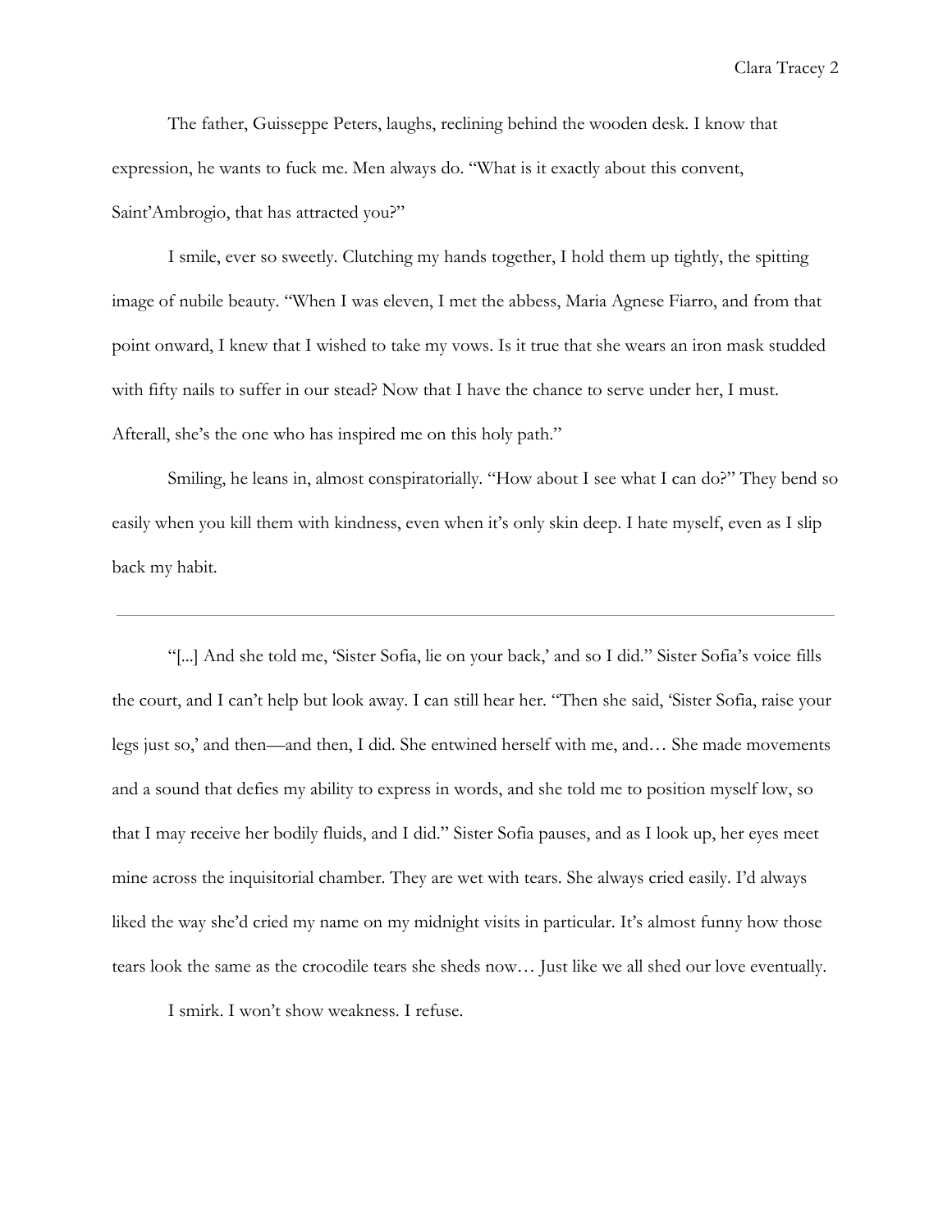The father, Guisseppe Peters, laughs, reclining behind the wooden desk. I know that expression, he wants to fuck me. Men always do. "What is it exactly about this convent, Saint'Ambrogio, that has attracted you?"

I smile, ever so sweetly. Clutching my hands together, I hold them up tightly, the spitting image of nubile beauty. "When I was eleven, I met the abbess, Maria Agnese Fiarro, and from that point onward, I knew that I wished to take my vows. Is it true that she wears an iron mask studded with fifty nails to suffer in our stead? Now that I have the chance to serve under her, I must. Afterall, she's the one who has inspired me on this holy path."

Smiling, he leans in, almost conspiratorially. "How about I see what I can do?" They bend so easily when you kill them with kindness, even when it's only skin deep. I hate myself, even as I slip back my habit.

---

"[...] And she told me, 'Sister Sofia, lie on your back,' and so I did." Sister Sofia's voice fills the court, and I can't help but look away. I can still hear her. "Then she said, 'Sister Sofia, raise your legs just so,' and then—and then, I did. She entwined herself with me, and… She made movements and a sound that defies my ability to express in words, and she told me to position myself low, so that I may receive her bodily fluids, and I did." Sister Sofia pauses, and as I look up, her eyes meet mine across the inquisitorial chamber. They are wet with tears. She always cried easily. I'd always liked the way she'd cried my name on my midnight visits in particular. It's almost funny how those tears look the same as the crocodile tears she sheds now… Just like we all shed our love eventually.

I smirk. I won't show weakness. I refuse.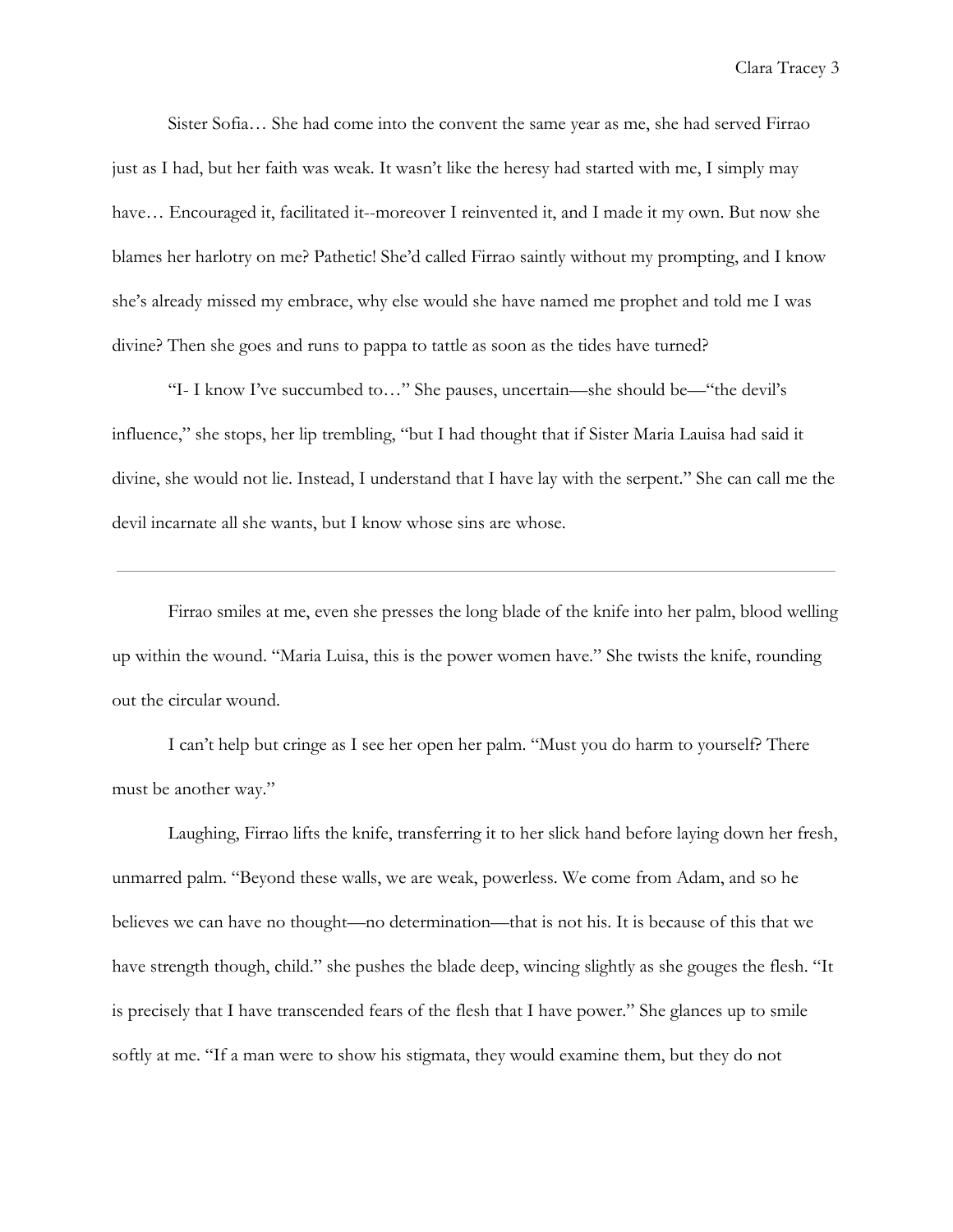Sister Sofia… She had come into the convent the same year as me, she had served Firrao just as I had, but her faith was weak. It wasn't like the heresy had started with me, I simply may have… Encouraged it, facilitated it--moreover I reinvented it, and I made it my own. But now she blames her harlotry on me? Pathetic! She'd called Firrao saintly without my prompting, and I know she's already missed my embrace, why else would she have named me prophet and told me I was divine? Then she goes and runs to pappa to tattle as soon as the tides have turned?

"I- I know I've succumbed to…" She pauses, uncertain—she should be—"the devil's influence," she stops, her lip trembling, "but I had thought that if Sister Maria Lauisa had said it divine, she would not lie. Instead, I understand that I have lay with the serpent." She can call me the devil incarnate all she wants, but I know whose sins are whose.

---

Firrao smiles at me, even she presses the long blade of the knife into her palm, blood welling up within the wound. "Maria Luisa, this is the power women have." She twists the knife, rounding out the circular wound.

I can't help but cringe as I see her open her palm. "Must you do harm to yourself? There must be another way."

Laughing, Firrao lifts the knife, transferring it to her slick hand before laying down her fresh, unmarred palm. "Beyond these walls, we are weak, powerless. We come from Adam, and so he believes we can have no thought—no determination—that is not his. It is because of this that we have strength though, child." she pushes the blade deep, wincing slightly as she gouges the flesh. "It is precisely that I have transcended fears of the flesh that I have power." She glances up to smile softly at me. "If a man were to show his stigmata, they would examine them, but they do not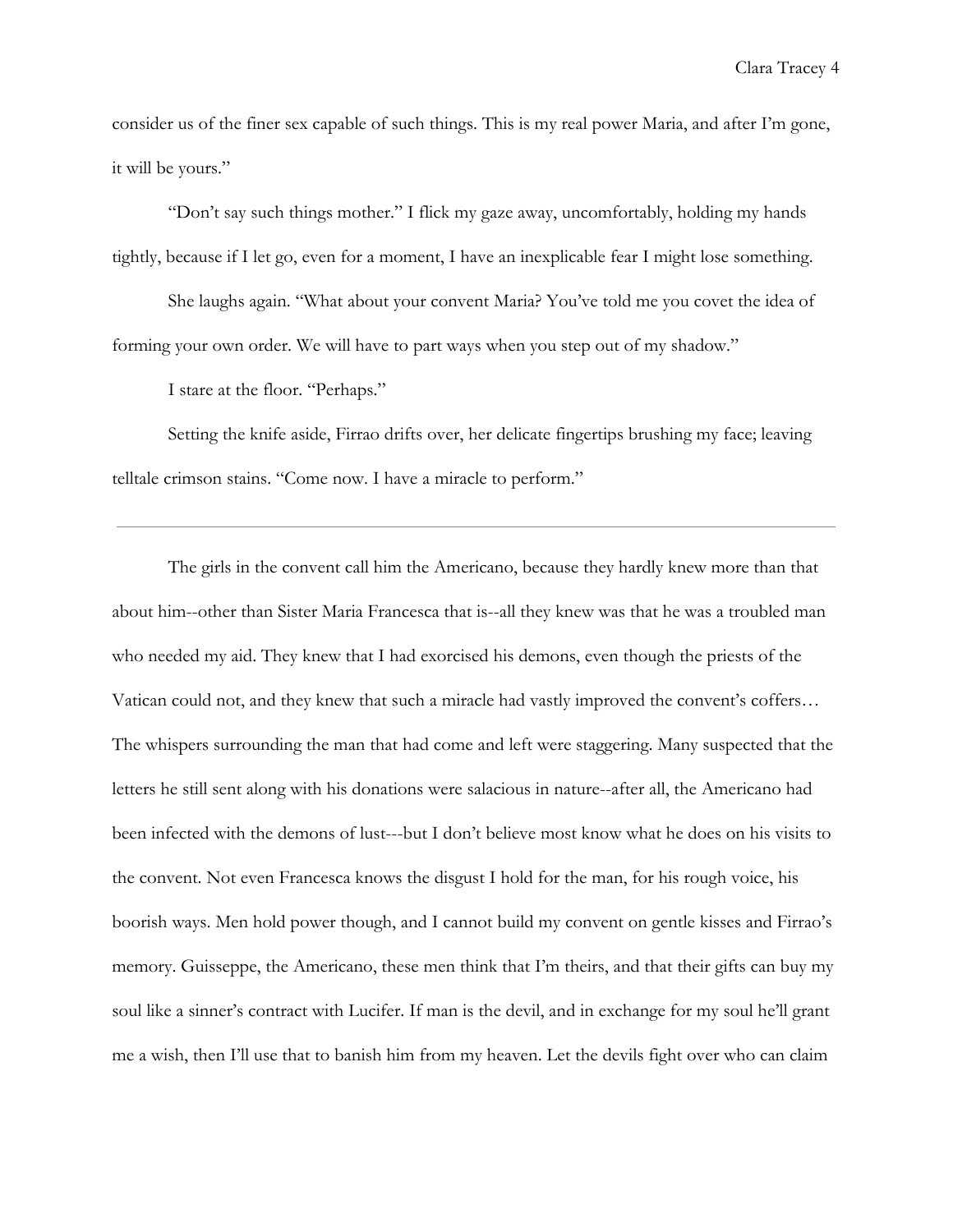consider us of the finer sex capable of such things. This is my real power Maria, and after I'm gone, it will be yours."

"Don't say such things mother." I flick my gaze away, uncomfortably, holding my hands tightly, because if I let go, even for a moment, I have an inexplicable fear I might lose something.

She laughs again. "What about your convent Maria? You've told me you covet the idea of forming your own order. We will have to part ways when you step out of my shadow."

I stare at the floor. "Perhaps."

Setting the knife aside, Firrao drifts over, her delicate fingertips brushing my face; leaving telltale crimson stains. "Come now. I have a miracle to perform."

---

The girls in the convent call him the Americano, because they hardly knew more than that about him--other than Sister Maria Francesca that is--all they knew was that he was a troubled man who needed my aid. They knew that I had exorcised his demons, even though the priests of the Vatican could not, and they knew that such a miracle had vastly improved the convent's coffers… The whispers surrounding the man that had come and left were staggering. Many suspected that the letters he still sent along with his donations were salacious in nature--after all, the Americano had been infected with the demons of lust---but I don't believe most know what he does on his visits to the convent. Not even Francesca knows the disgust I hold for the man, for his rough voice, his boorish ways. Men hold power though, and I cannot build my convent on gentle kisses and Firrao's memory. Guisseppe, the Americano, these men think that I'm theirs, and that their gifts can buy my soul like a sinner's contract with Lucifer. If man is the devil, and in exchange for my soul he'll grant me a wish, then I'll use that to banish him from my heaven. Let the devils fight over who can claim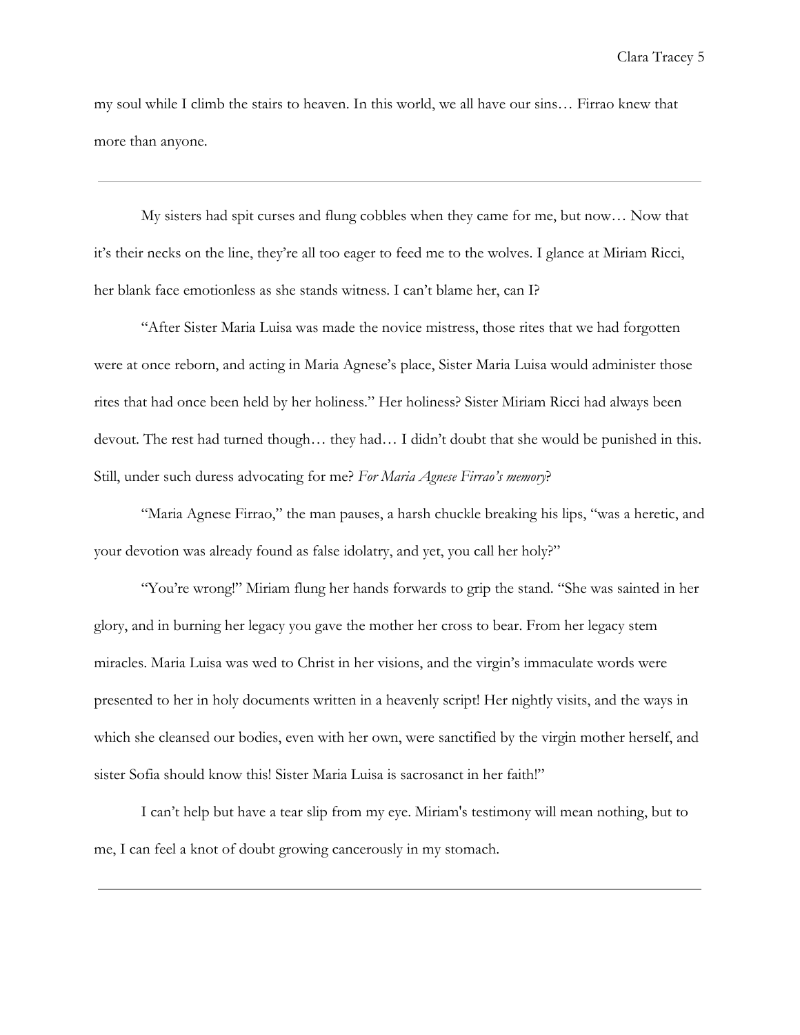my soul while I climb the stairs to heaven. In this world, we all have our sins… Firrao knew that more than anyone.

---

My sisters had spit curses and flung cobbles when they came for me, but now… Now that it's their necks on the line, they're all too eager to feed me to the wolves. I glance at Miriam Ricci, her blank face emotionless as she stands witness. I can't blame her, can I?

"After Sister Maria Luisa was made the novice mistress, those rites that we had forgotten were at once reborn, and acting in Maria Agnese's place, Sister Maria Luisa would administer those rites that had once been held by her holiness." Her holiness? Sister Miriam Ricci had always been devout. The rest had turned though… they had… I didn't doubt that she would be punished in this. Still, under such duress advocating for me? *For Maria Agnese Firrao's memory*?

"Maria Agnese Firrao," the man pauses, a harsh chuckle breaking his lips, "was a heretic, and your devotion was already found as false idolatry, and yet, you call her holy?"

"You're wrong!" Miriam flung her hands forwards to grip the stand. "She was sainted in her glory, and in burning her legacy you gave the mother her cross to bear. From her legacy stem miracles. Maria Luisa was wed to Christ in her visions, and the virgin's immaculate words were presented to her in holy documents written in a heavenly script! Her nightly visits, and the ways in which she cleansed our bodies, even with her own, were sanctified by the virgin mother herself, and sister Sofia should know this! Sister Maria Luisa is sacrosanct in her faith!"

I can't help but have a tear slip from my eye. Miriam's testimony will mean nothing, but to me, I can feel a knot of doubt growing cancerously in my stomach.

---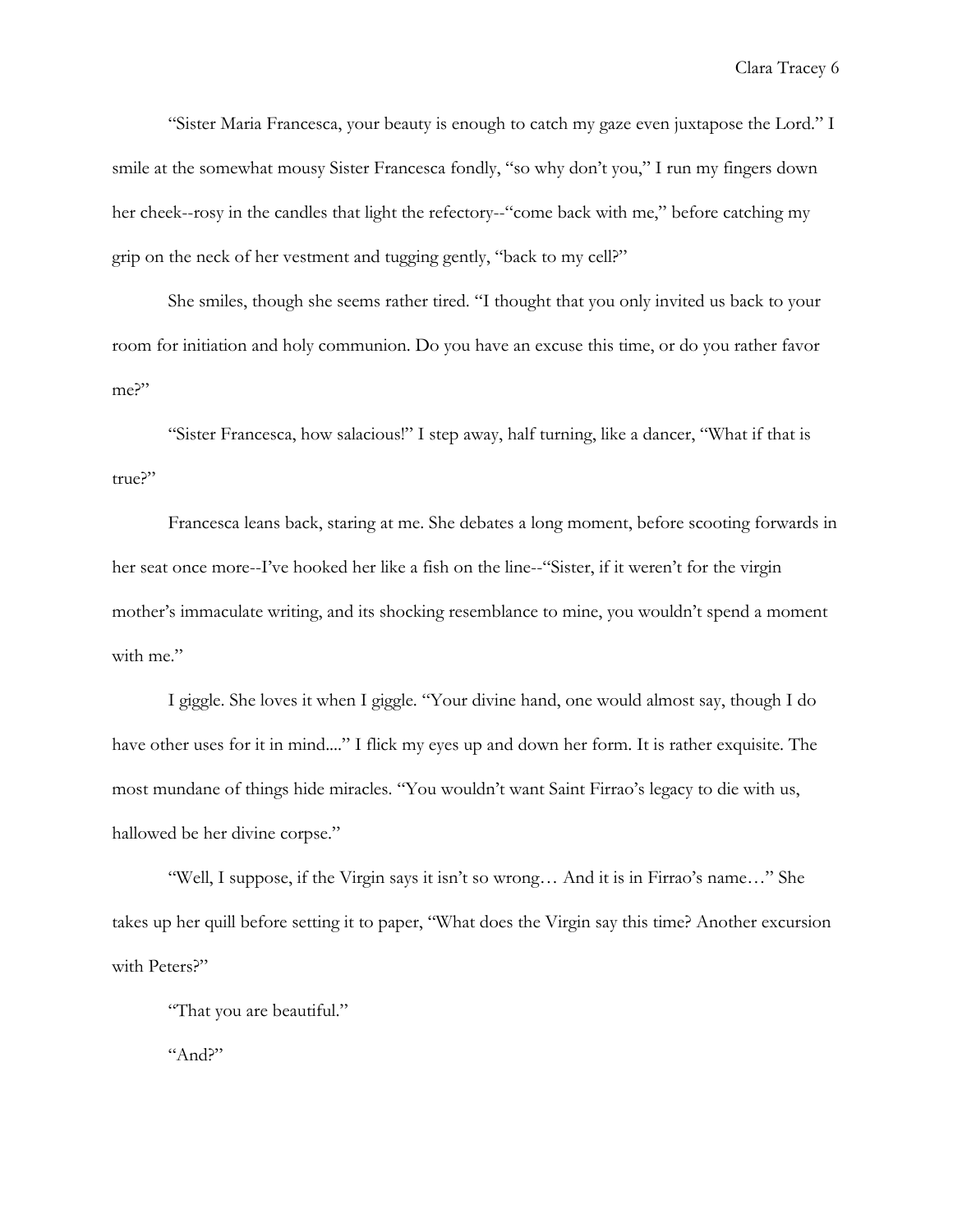"Sister Maria Francesca, your beauty is enough to catch my gaze even juxtapose the Lord." I smile at the somewhat mousy Sister Francesca fondly, "so why don't you," I run my fingers down her cheek--rosy in the candles that light the refectory--"come back with me," before catching my grip on the neck of her vestment and tugging gently, "back to my cell?"

She smiles, though she seems rather tired. "I thought that you only invited us back to your room for initiation and holy communion. Do you have an excuse this time, or do you rather favor me?"

"Sister Francesca, how salacious!" I step away, half turning, like a dancer, "What if that is true?"

Francesca leans back, staring at me. She debates a long moment, before scooting forwards in her seat once more--I've hooked her like a fish on the line--"Sister, if it weren't for the virgin mother's immaculate writing, and its shocking resemblance to mine, you wouldn't spend a moment with me."

I giggle. She loves it when I giggle. "Your divine hand, one would almost say, though I do have other uses for it in mind...." I flick my eyes up and down her form. It is rather exquisite. The most mundane of things hide miracles. "You wouldn't want Saint Firrao's legacy to die with us, hallowed be her divine corpse."

"Well, I suppose, if the Virgin says it isn't so wrong… And it is in Firrao's name…" She takes up her quill before setting it to paper, "What does the Virgin say this time? Another excursion with Peters?"

"That you are beautiful."

"And?"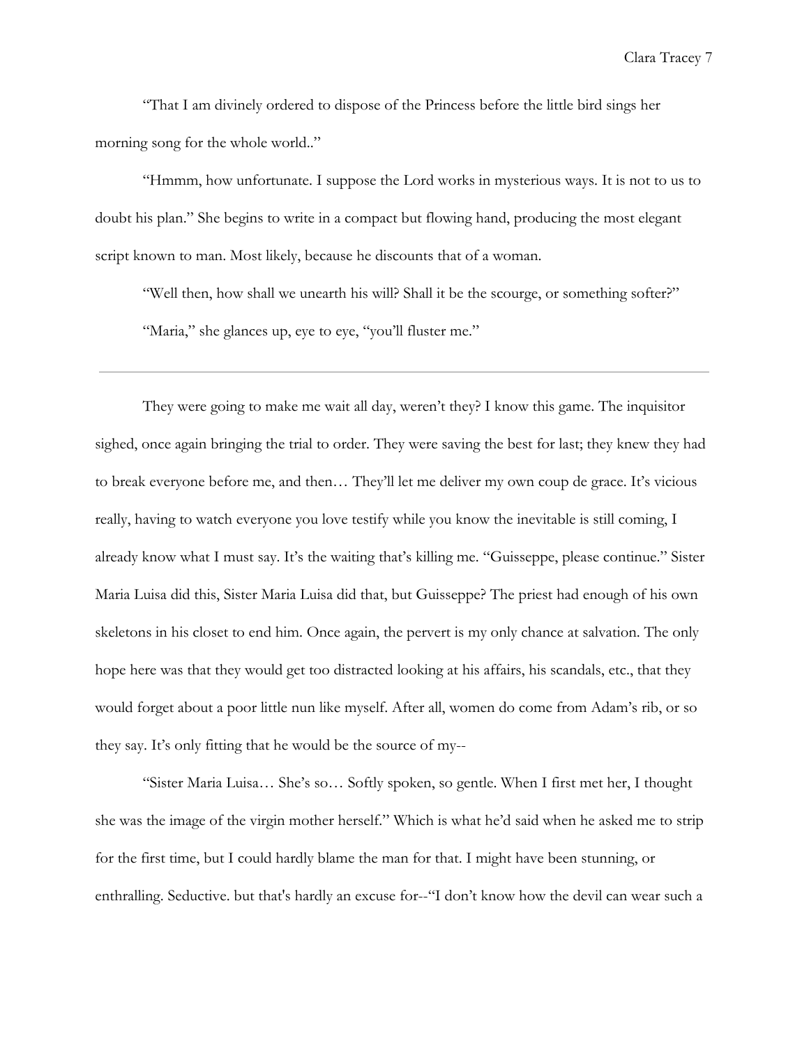"That I am divinely ordered to dispose of the Princess before the little bird sings her morning song for the whole world.."

"Hmmm, how unfortunate. I suppose the Lord works in mysterious ways. It is not to us to doubt his plan." She begins to write in a compact but flowing hand, producing the most elegant script known to man. Most likely, because he discounts that of a woman.

"Well then, how shall we unearth his will? Shall it be the scourge, or something softer?"

"Maria," she glances up, eye to eye, "you'll fluster me."

---

They were going to make me wait all day, weren't they? I know this game. The inquisitor sighed, once again bringing the trial to order. They were saving the best for last; they knew they had to break everyone before me, and then… They'll let me deliver my own coup de grace. It's vicious really, having to watch everyone you love testify while you know the inevitable is still coming, I already know what I must say. It's the waiting that's killing me. "Guisseppe, please continue." Sister Maria Luisa did this, Sister Maria Luisa did that, but Guisseppe? The priest had enough of his own skeletons in his closet to end him. Once again, the pervert is my only chance at salvation. The only hope here was that they would get too distracted looking at his affairs, his scandals, etc., that they would forget about a poor little nun like myself. After all, women do come from Adam's rib, or so they say. It's only fitting that he would be the source of my--

"Sister Maria Luisa… She's so… Softly spoken, so gentle. When I first met her, I thought she was the image of the virgin mother herself." Which is what he'd said when he asked me to strip for the first time, but I could hardly blame the man for that. I might have been stunning, or enthralling. Seductive. but that's hardly an excuse for--"I don't know how the devil can wear such a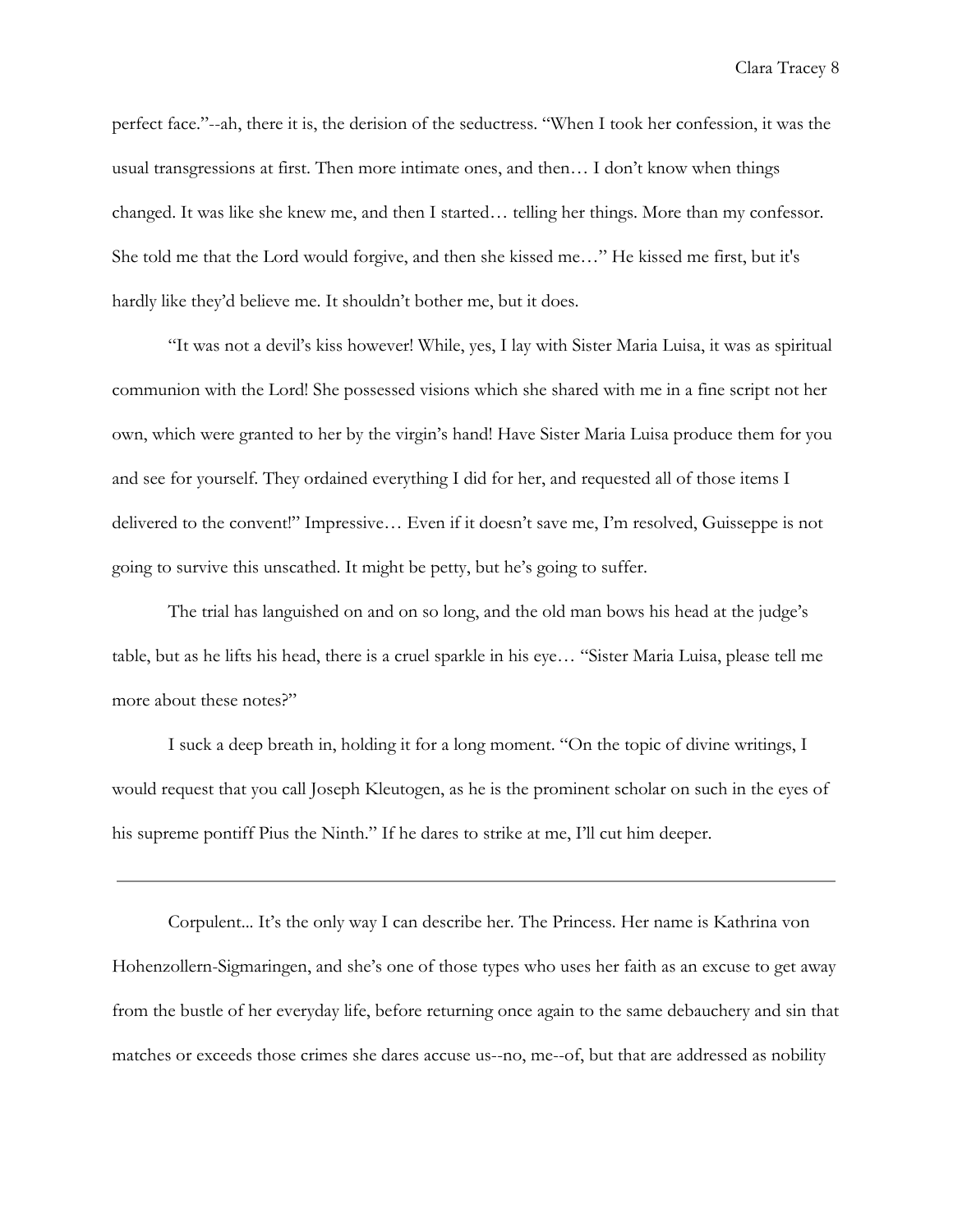perfect face."--ah, there it is, the derision of the seductress. "When I took her confession, it was the usual transgressions at first. Then more intimate ones, and then… I don't know when things changed. It was like she knew me, and then I started… telling her things. More than my confessor. She told me that the Lord would forgive, and then she kissed me…" He kissed me first, but it's hardly like they'd believe me. It shouldn't bother me, but it does.

"It was not a devil's kiss however! While, yes, I lay with Sister Maria Luisa, it was as spiritual communion with the Lord! She possessed visions which she shared with me in a fine script not her own, which were granted to her by the virgin's hand! Have Sister Maria Luisa produce them for you and see for yourself. They ordained everything I did for her, and requested all of those items I delivered to the convent!" Impressive… Even if it doesn't save me, I'm resolved, Guisseppe is not going to survive this unscathed. It might be petty, but he's going to suffer.

The trial has languished on and on so long, and the old man bows his head at the judge's table, but as he lifts his head, there is a cruel sparkle in his eye… "Sister Maria Luisa, please tell me more about these notes?"

I suck a deep breath in, holding it for a long moment. "On the topic of divine writings, I would request that you call Joseph Kleutogen, as he is the prominent scholar on such in the eyes of his supreme pontiff Pius the Ninth." If he dares to strike at me, I'll cut him deeper.

---

Corpulent... It's the only way I can describe her. The Princess. Her name is Kathrina von Hohenzollern-Sigmaringen, and she's one of those types who uses her faith as an excuse to get away from the bustle of her everyday life, before returning once again to the same debauchery and sin that matches or exceeds those crimes she dares accuse us--no, me--of, but that are addressed as nobility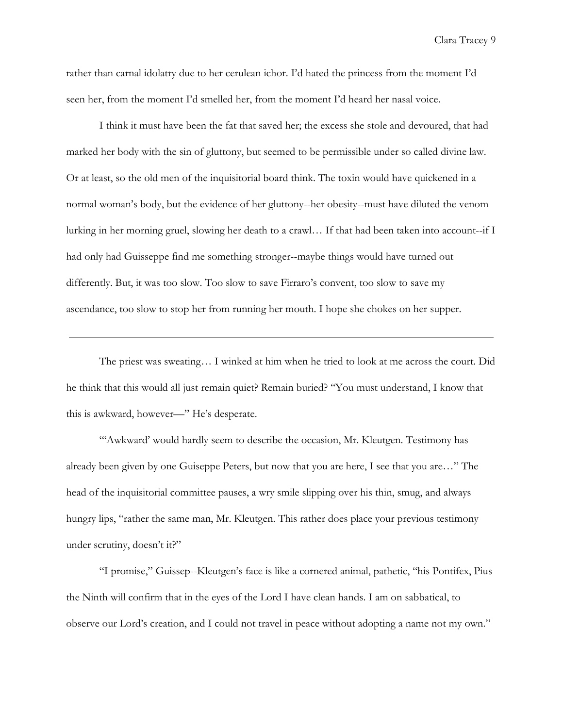rather than carnal idolatry due to her cerulean ichor. I'd hated the princess from the moment I'd seen her, from the moment I'd smelled her, from the moment I'd heard her nasal voice.

I think it must have been the fat that saved her; the excess she stole and devoured, that had marked her body with the sin of gluttony, but seemed to be permissible under so called divine law. Or at least, so the old men of the inquisitorial board think. The toxin would have quickened in a normal woman's body, but the evidence of her gluttony--her obesity--must have diluted the venom lurking in her morning gruel, slowing her death to a crawl… If that had been taken into account--if I had only had Guisseppe find me something stronger--maybe things would have turned out differently. But, it was too slow. Too slow to save Firraro's convent, too slow to save my ascendance, too slow to stop her from running her mouth. I hope she chokes on her supper.

---

The priest was sweating… I winked at him when he tried to look at me across the court. Did he think that this would all just remain quiet? Remain buried? "You must understand, I know that this is awkward, however—" He's desperate.

"'Awkward' would hardly seem to describe the occasion, Mr. Kleutgen. Testimony has already been given by one Guiseppe Peters, but now that you are here, I see that you are…" The head of the inquisitorial committee pauses, a wry smile slipping over his thin, smug, and always hungry lips, "rather the same man, Mr. Kleutgen. This rather does place your previous testimony under scrutiny, doesn't it?"

"I promise," Guissep--Kleutgen's face is like a cornered animal, pathetic, "his Pontifex, Pius the Ninth will confirm that in the eyes of the Lord I have clean hands. I am on sabbatical, to observe our Lord's creation, and I could not travel in peace without adopting a name not my own."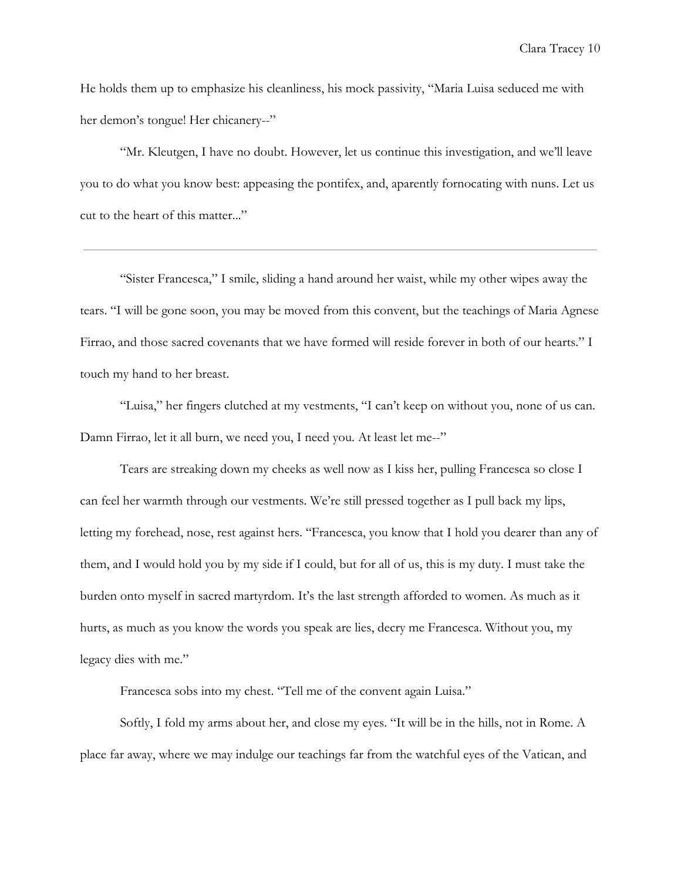He holds them up to emphasize his cleanliness, his mock passivity, "Maria Luisa seduced me with her demon's tongue! Her chicanery--"

"Mr. Kleutgen, I have no doubt. However, let us continue this investigation, and we'll leave you to do what you know best: appeasing the pontifex, and, aparently fornocating with nuns. Let us cut to the heart of this matter..."

---

"Sister Francesca," I smile, sliding a hand around her waist, while my other wipes away the tears. "I will be gone soon, you may be moved from this convent, but the teachings of Maria Agnese Firrao, and those sacred covenants that we have formed will reside forever in both of our hearts." I touch my hand to her breast.

"Luisa," her fingers clutched at my vestments, "I can't keep on without you, none of us can. Damn Firrao, let it all burn, we need you, I need you. At least let me--"

Tears are streaking down my cheeks as well now as I kiss her, pulling Francesca so close I can feel her warmth through our vestments. We're still pressed together as I pull back my lips, letting my forehead, nose, rest against hers. "Francesca, you know that I hold you dearer than any of them, and I would hold you by my side if I could, but for all of us, this is my duty. I must take the burden onto myself in sacred martyrdom. It's the last strength afforded to women. As much as it hurts, as much as you know the words you speak are lies, decry me Francesca. Without you, my legacy dies with me."

Francesca sobs into my chest. "Tell me of the convent again Luisa."

Softly, I fold my arms about her, and close my eyes. "It will be in the hills, not in Rome. A place far away, where we may indulge our teachings far from the watchful eyes of the Vatican, and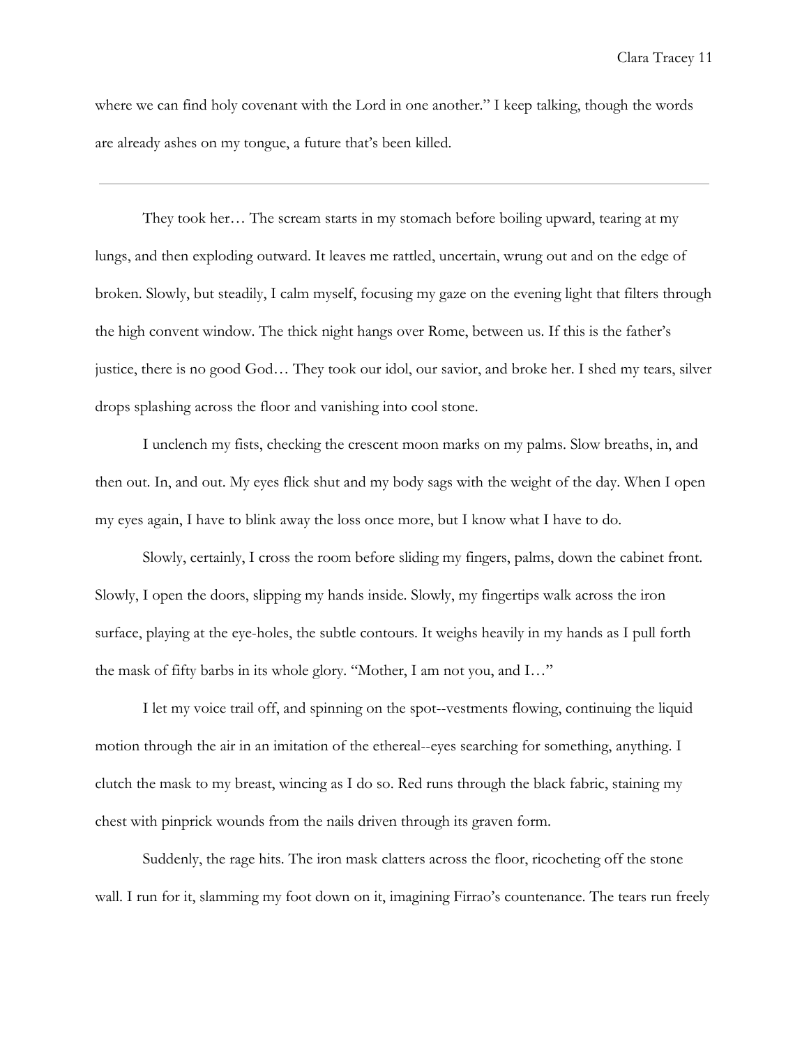where we can find holy covenant with the Lord in one another." I keep talking, though the words are already ashes on my tongue, a future that's been killed.

---

They took her… The scream starts in my stomach before boiling upward, tearing at my lungs, and then exploding outward. It leaves me rattled, uncertain, wrung out and on the edge of broken. Slowly, but steadily, I calm myself, focusing my gaze on the evening light that filters through the high convent window. The thick night hangs over Rome, between us. If this is the father's justice, there is no good God… They took our idol, our savior, and broke her. I shed my tears, silver drops splashing across the floor and vanishing into cool stone.

I unclench my fists, checking the crescent moon marks on my palms. Slow breaths, in, and then out. In, and out. My eyes flick shut and my body sags with the weight of the day. When I open my eyes again, I have to blink away the loss once more, but I know what I have to do.

Slowly, certainly, I cross the room before sliding my fingers, palms, down the cabinet front. Slowly, I open the doors, slipping my hands inside. Slowly, my fingertips walk across the iron surface, playing at the eye-holes, the subtle contours. It weighs heavily in my hands as I pull forth the mask of fifty barbs in its whole glory. "Mother, I am not you, and I…"

I let my voice trail off, and spinning on the spot--vestments flowing, continuing the liquid motion through the air in an imitation of the ethereal--eyes searching for something, anything. I clutch the mask to my breast, wincing as I do so. Red runs through the black fabric, staining my chest with pinprick wounds from the nails driven through its graven form.

Suddenly, the rage hits. The iron mask clatters across the floor, ricocheting off the stone wall. I run for it, slamming my foot down on it, imagining Firrao's countenance. The tears run freely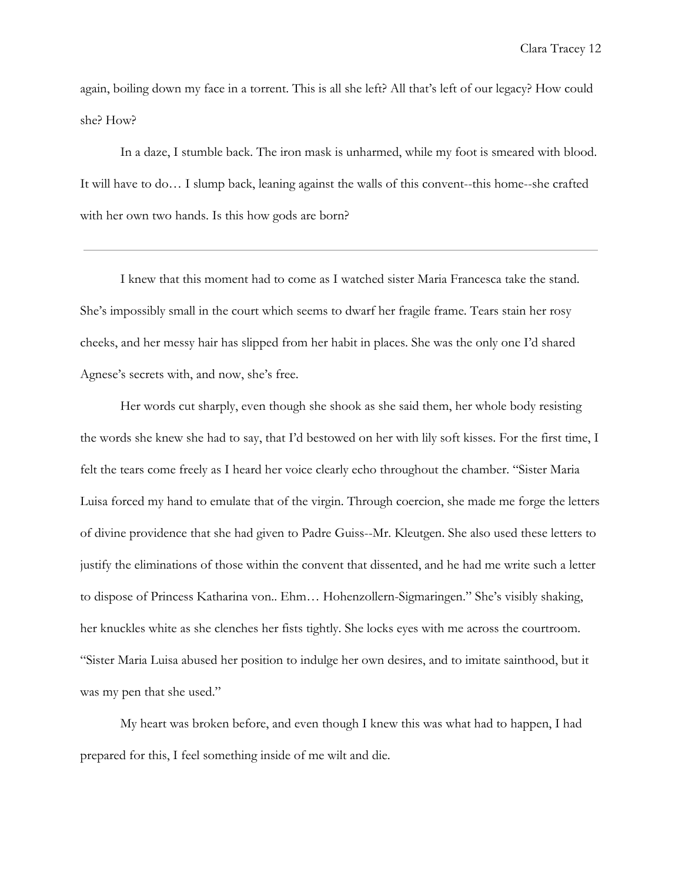again, boiling down my face in a torrent. This is all she left? All that's left of our legacy? How could she? How?

In a daze, I stumble back. The iron mask is unharmed, while my foot is smeared with blood. It will have to do… I slump back, leaning against the walls of this convent--this home--she crafted with her own two hands. Is this how gods are born?

---

I knew that this moment had to come as I watched sister Maria Francesca take the stand. She's impossibly small in the court which seems to dwarf her fragile frame. Tears stain her rosy cheeks, and her messy hair has slipped from her habit in places. She was the only one I'd shared Agnese's secrets with, and now, she's free.

Her words cut sharply, even though she shook as she said them, her whole body resisting the words she knew she had to say, that I'd bestowed on her with lily soft kisses. For the first time, I felt the tears come freely as I heard her voice clearly echo throughout the chamber. "Sister Maria Luisa forced my hand to emulate that of the virgin. Through coercion, she made me forge the letters of divine providence that she had given to Padre Guiss--Mr. Kleutgen. She also used these letters to justify the eliminations of those within the convent that dissented, and he had me write such a letter to dispose of Princess Katharina von.. Ehm… Hohenzollern-Sigmaringen." She's visibly shaking, her knuckles white as she clenches her fists tightly. She locks eyes with me across the courtroom. "Sister Maria Luisa abused her position to indulge her own desires, and to imitate sainthood, but it was my pen that she used."

My heart was broken before, and even though I knew this was what had to happen, I had prepared for this, I feel something inside of me wilt and die.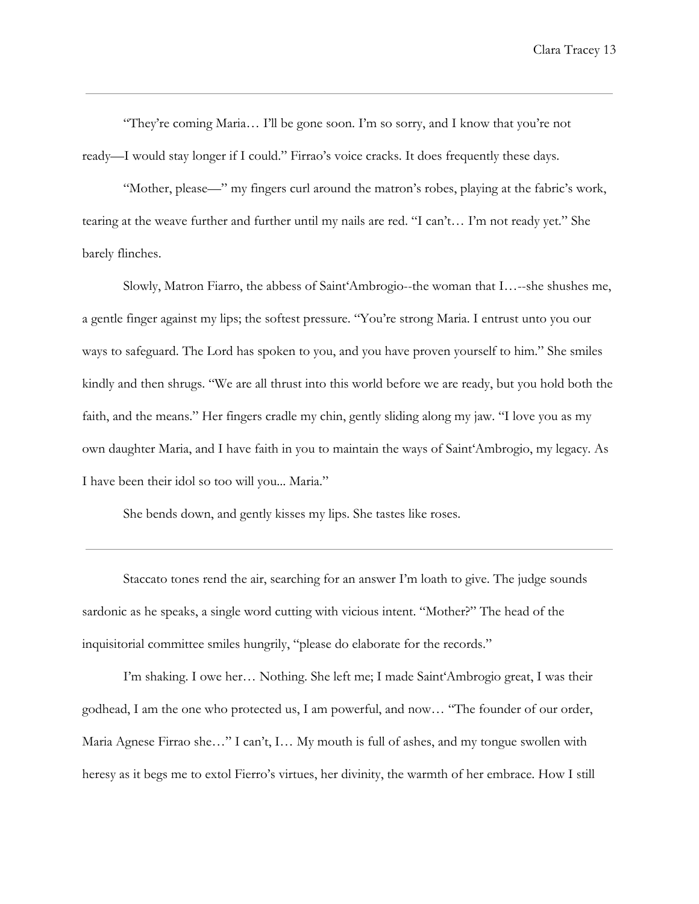---

"They're coming Maria… I'll be gone soon. I'm so sorry, and I know that you're not ready—I would stay longer if I could." Firrao's voice cracks. It does frequently these days.

"Mother, please—" my fingers curl around the matron's robes, playing at the fabric's work, tearing at the weave further and further until my nails are red. "I can't… I'm not ready yet." She barely flinches.

Slowly, Matron Fiarro, the abbess of Saint'Ambrogio--the woman that I…--she shushes me, a gentle finger against my lips; the softest pressure. "You're strong Maria. I entrust unto you our ways to safeguard. The Lord has spoken to you, and you have proven yourself to him." She smiles kindly and then shrugs. "We are all thrust into this world before we are ready, but you hold both the faith, and the means." Her fingers cradle my chin, gently sliding along my jaw. "I love you as my own daughter Maria, and I have faith in you to maintain the ways of Saint'Ambrogio, my legacy. As I have been their idol so too will you... Maria."

She bends down, and gently kisses my lips. She tastes like roses.

---

Staccato tones rend the air, searching for an answer I'm loath to give. The judge sounds sardonic as he speaks, a single word cutting with vicious intent. "Mother?" The head of the inquisitorial committee smiles hungrily, "please do elaborate for the records."

I'm shaking. I owe her… Nothing. She left me; I made Saint'Ambrogio great, I was their godhead, I am the one who protected us, I am powerful, and now… "The founder of our order, Maria Agnese Firrao she…" I can't, I… My mouth is full of ashes, and my tongue swollen with heresy as it begs me to extol Fierro's virtues, her divinity, the warmth of her embrace. How I still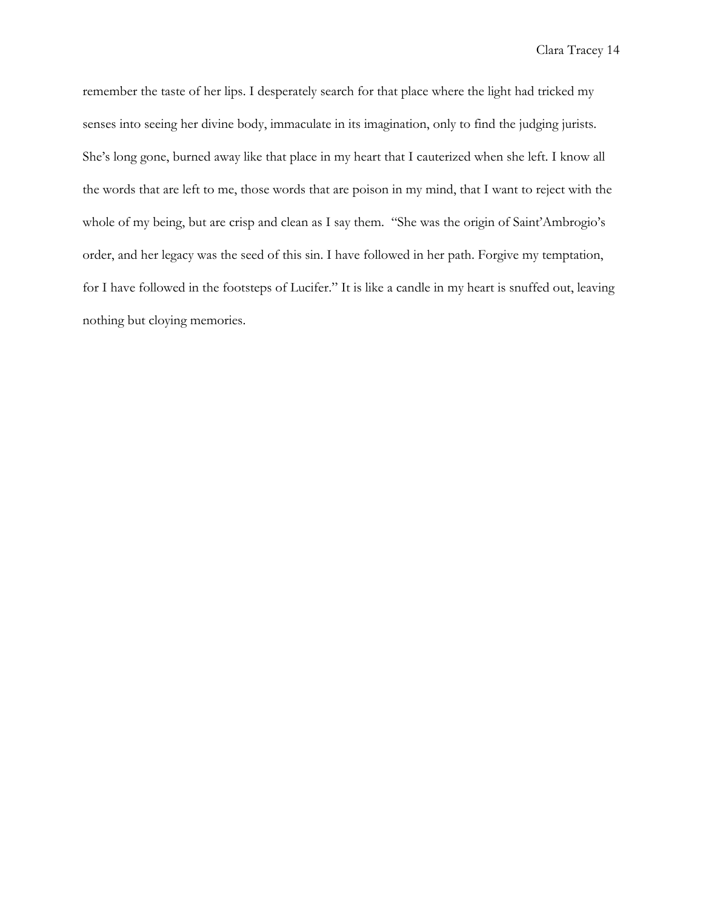remember the taste of her lips. I desperately search for that place where the light had tricked my senses into seeing her divine body, immaculate in its imagination, only to find the judging jurists. She's long gone, burned away like that place in my heart that I cauterized when she left. I know all the words that are left to me, those words that are poison in my mind, that I want to reject with the whole of my being, but are crisp and clean as I say them. "She was the origin of Saint'Ambrogio's order, and her legacy was the seed of this sin. I have followed in her path. Forgive my temptation, for I have followed in the footsteps of Lucifer." It is like a candle in my heart is snuffed out, leaving nothing but cloying memories.